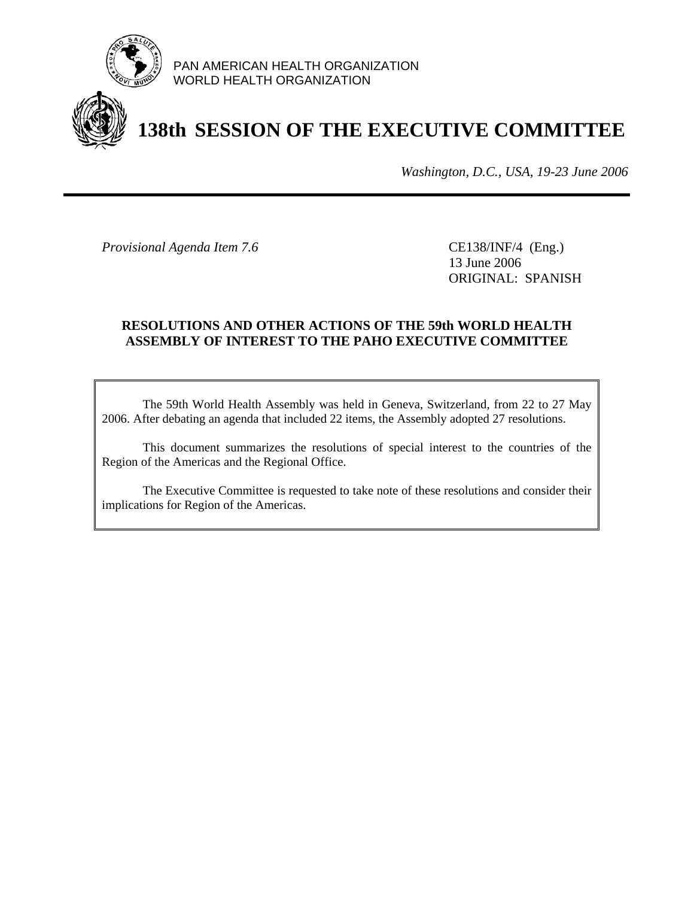PAN AMERICAN HEALTH ORGANIZATION
WORLD HEALTH ORGANIZATION

# 138th SESSION OF THE EXECUTIVE COMMITTEE

*Washington, D.C., USA, 19-23 June 2006*

---

*Provisional Agenda Item 7.6*

CE138/INF/4 (Eng.)
13 June 2006
ORIGINAL: SPANISH

## RESOLUTIONS AND OTHER ACTIONS OF THE 59th WORLD HEALTH ASSEMBLY OF INTEREST TO THE PAHO EXECUTIVE COMMITTEE

The 59th World Health Assembly was held in Geneva, Switzerland, from 22 to 27 May 2006. After debating an agenda that included 22 items, the Assembly adopted 27 resolutions.

This document summarizes the resolutions of special interest to the countries of the Region of the Americas and the Regional Office.

The Executive Committee is requested to take note of these resolutions and consider their implications for Region of the Americas.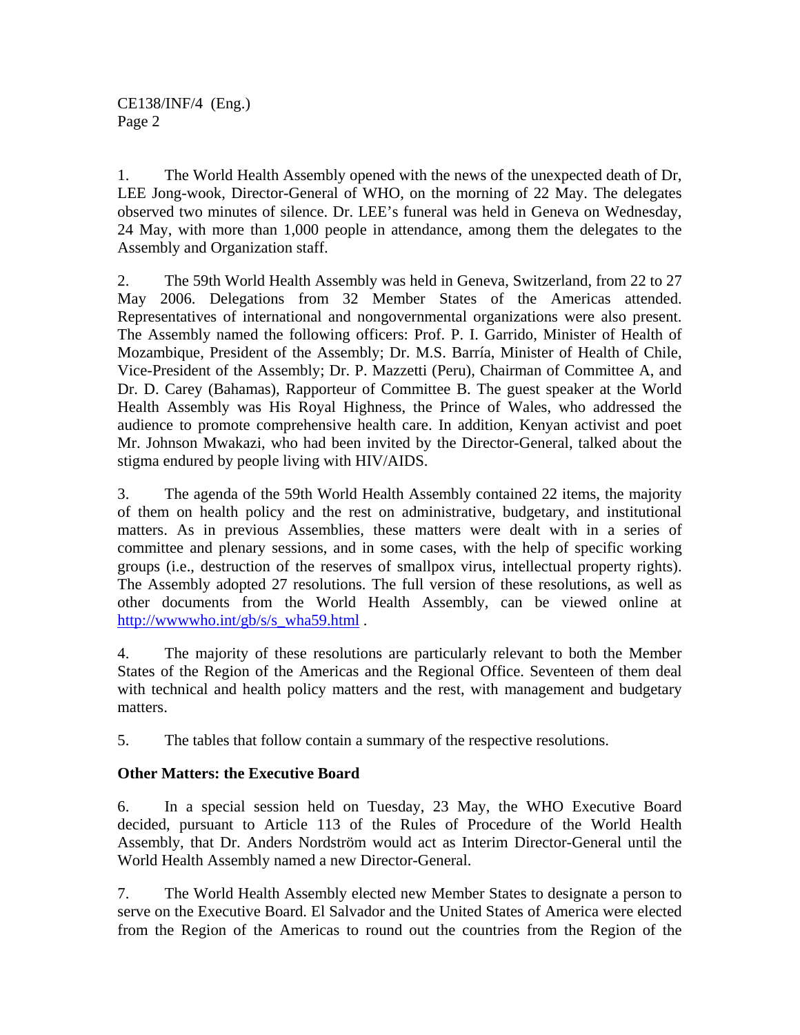1. The World Health Assembly opened with the news of the unexpected death of Dr, LEE Jong-wook, Director-General of WHO, on the morning of 22 May. The delegates observed two minutes of silence. Dr. LEE's funeral was held in Geneva on Wednesday, 24 May, with more than 1,000 people in attendance, among them the delegates to the Assembly and Organization staff.

2. The 59th World Health Assembly was held in Geneva, Switzerland, from 22 to 27 May 2006. Delegations from 32 Member States of the Americas attended. Representatives of international and nongovernmental organizations were also present. The Assembly named the following officers: Prof. P. I. Garrido, Minister of Health of Mozambique, President of the Assembly; Dr. M.S. Barría, Minister of Health of Chile, Vice-President of the Assembly; Dr. P. Mazzetti (Peru), Chairman of Committee A, and Dr. D. Carey (Bahamas), Rapporteur of Committee B. The guest speaker at the World Health Assembly was His Royal Highness, the Prince of Wales, who addressed the audience to promote comprehensive health care. In addition, Kenyan activist and poet Mr. Johnson Mwakazi, who had been invited by the Director-General, talked about the stigma endured by people living with HIV/AIDS.

3. The agenda of the 59th World Health Assembly contained 22 items, the majority of them on health policy and the rest on administrative, budgetary, and institutional matters. As in previous Assemblies, these matters were dealt with in a series of committee and plenary sessions, and in some cases, with the help of specific working groups (i.e., destruction of the reserves of smallpox virus, intellectual property rights). The Assembly adopted 27 resolutions. The full version of these resolutions, as well as other documents from the World Health Assembly, can be viewed online at http://wwwwho.int/gb/s/s_wha59.html .

4. The majority of these resolutions are particularly relevant to both the Member States of the Region of the Americas and the Regional Office. Seventeen of them deal with technical and health policy matters and the rest, with management and budgetary matters.

5. The tables that follow contain a summary of the respective resolutions.

**Other Matters: the Executive Board**

6. In a special session held on Tuesday, 23 May, the WHO Executive Board decided, pursuant to Article 113 of the Rules of Procedure of the World Health Assembly, that Dr. Anders Nordström would act as Interim Director-General until the World Health Assembly named a new Director-General.

7. The World Health Assembly elected new Member States to designate a person to serve on the Executive Board. El Salvador and the United States of America were elected from the Region of the Americas to round out the countries from the Region of the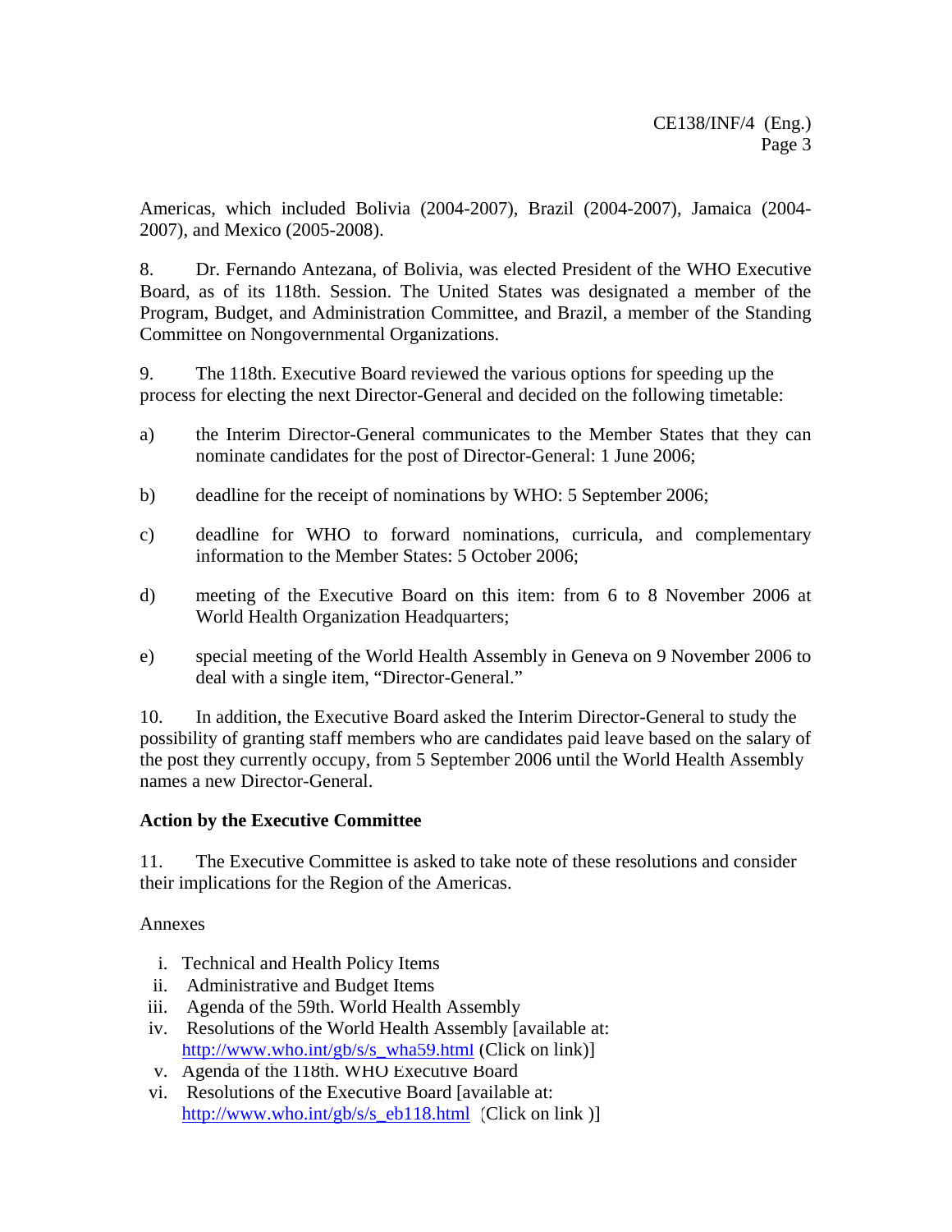Americas, which included Bolivia (2004-2007), Brazil (2004-2007), Jamaica (2004-2007), and Mexico (2005-2008).

8. Dr. Fernando Antezana, of Bolivia, was elected President of the WHO Executive Board, as of its 118th. Session. The United States was designated a member of the Program, Budget, and Administration Committee, and Brazil, a member of the Standing Committee on Nongovernmental Organizations.

9. The 118th. Executive Board reviewed the various options for speeding up the process for electing the next Director-General and decided on the following timetable:

a) the Interim Director-General communicates to the Member States that they can nominate candidates for the post of Director-General: 1 June 2006;

b) deadline for the receipt of nominations by WHO: 5 September 2006;

c) deadline for WHO to forward nominations, curricula, and complementary information to the Member States: 5 October 2006;

d) meeting of the Executive Board on this item: from 6 to 8 November 2006 at World Health Organization Headquarters;

e) special meeting of the World Health Assembly in Geneva on 9 November 2006 to deal with a single item, "Director-General."

10. In addition, the Executive Board asked the Interim Director-General to study the possibility of granting staff members who are candidates paid leave based on the salary of the post they currently occupy, from 5 September 2006 until the World Health Assembly names a new Director-General.

**Action by the Executive Committee**

11. The Executive Committee is asked to take note of these resolutions and consider their implications for the Region of the Americas.

Annexes

i. Technical and Health Policy Items
ii. Administrative and Budget Items
iii. Agenda of the 59th. World Health Assembly
iv. Resolutions of the World Health Assembly [available at: http://www.who.int/gb/s/s_wha59.html (Click on link)]
v. Agenda of the 118th. WHO Executive Board
vi. Resolutions of the Executive Board [available at: http://www.who.int/gb/s/s_eb118.html (Click on link )]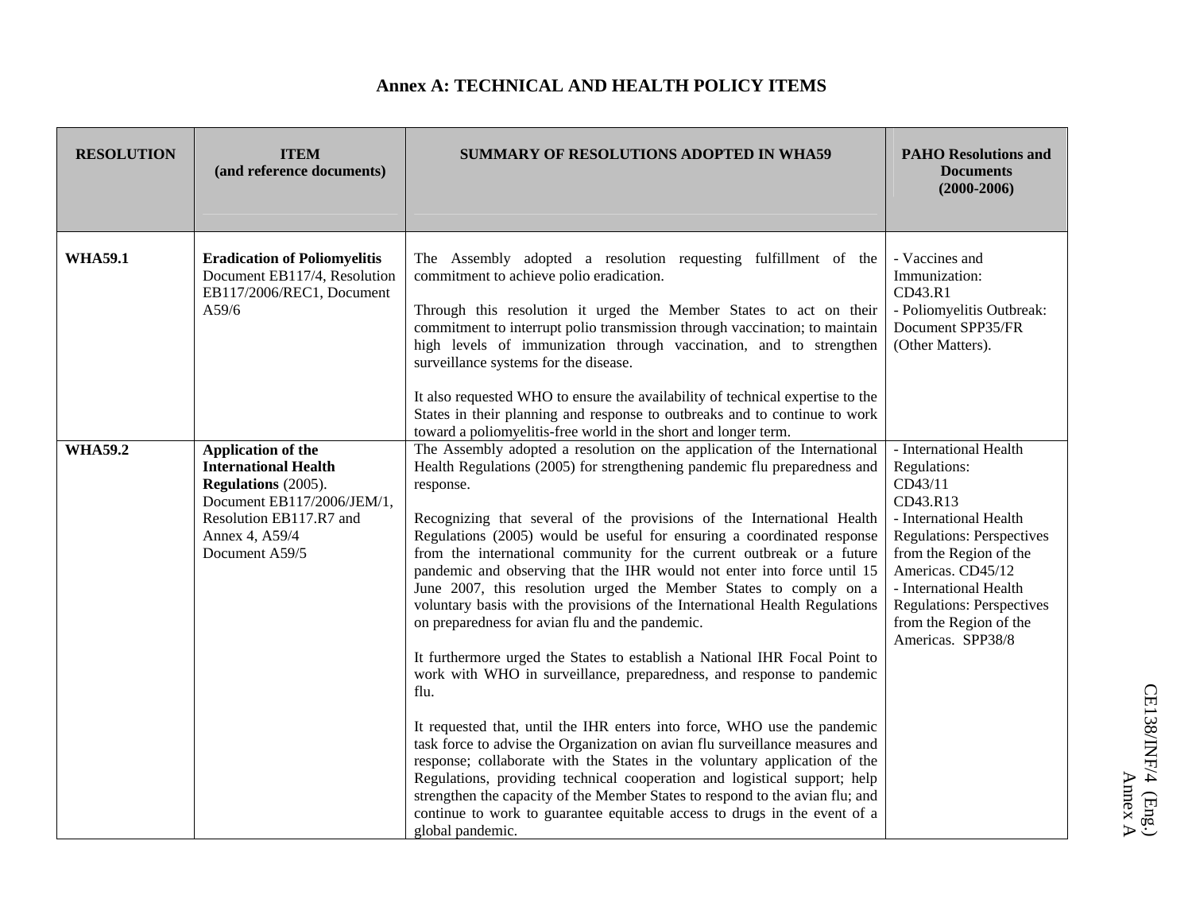## Annex A: TECHNICAL AND HEALTH POLICY ITEMS

| RESOLUTION | ITEM (and reference documents) | SUMMARY OF RESOLUTIONS ADOPTED IN WHA59 | PAHO Resolutions and Documents (2000-2006) |
|---|---|---|---|
| **WHA59.1** | **Eradication of Poliomyelitis** Document EB117/4, Resolution EB117/2006/REC1, Document A59/6 | The Assembly adopted a resolution requesting fulfillment of the commitment to achieve polio eradication.<br><br>Through this resolution it urged the Member States to act on their commitment to interrupt polio transmission through vaccination; to maintain high levels of immunization through vaccination, and to strengthen surveillance systems for the disease.<br><br>It also requested WHO to ensure the availability of technical expertise to the States in their planning and response to outbreaks and to continue to work toward a poliomyelitis-free world in the short and longer term. | - Vaccines and Immunization: CD43.R1<br>- Poliomyelitis Outbreak: Document SPP35/FR (Other Matters). |
| **WHA59.2** | **Application of the International Health Regulations** (2005). Document EB117/2006/JEM/1, Resolution EB117.R7 and Annex 4, A59/4 Document A59/5 | The Assembly adopted a resolution on the application of the International Health Regulations (2005) for strengthening pandemic flu preparedness and response.<br><br>Recognizing that several of the provisions of the International Health Regulations (2005) would be useful for ensuring a coordinated response from the international community for the current outbreak or a future pandemic and observing that the IHR would not enter into force until 15 June 2007, this resolution urged the Member States to comply on a voluntary basis with the provisions of the International Health Regulations on preparedness for avian flu and the pandemic.<br><br>It furthermore urged the States to establish a National IHR Focal Point to work with WHO in surveillance, preparedness, and response to pandemic flu.<br><br>It requested that, until the IHR enters into force, WHO use the pandemic task force to advise the Organization on avian flu surveillance measures and response; collaborate with the States in the voluntary application of the Regulations, providing technical cooperation and logistical support; help strengthen the capacity of the Member States to respond to the avian flu; and continue to work to guarantee equitable access to drugs in the event of a global pandemic. | - International Health Regulations:<br>CD43/11<br>CD43.R13<br>- International Health Regulations: Perspectives from the Region of the Americas. CD45/12<br>- International Health Regulations: Perspectives from the Region of the Americas. SPP38/8 |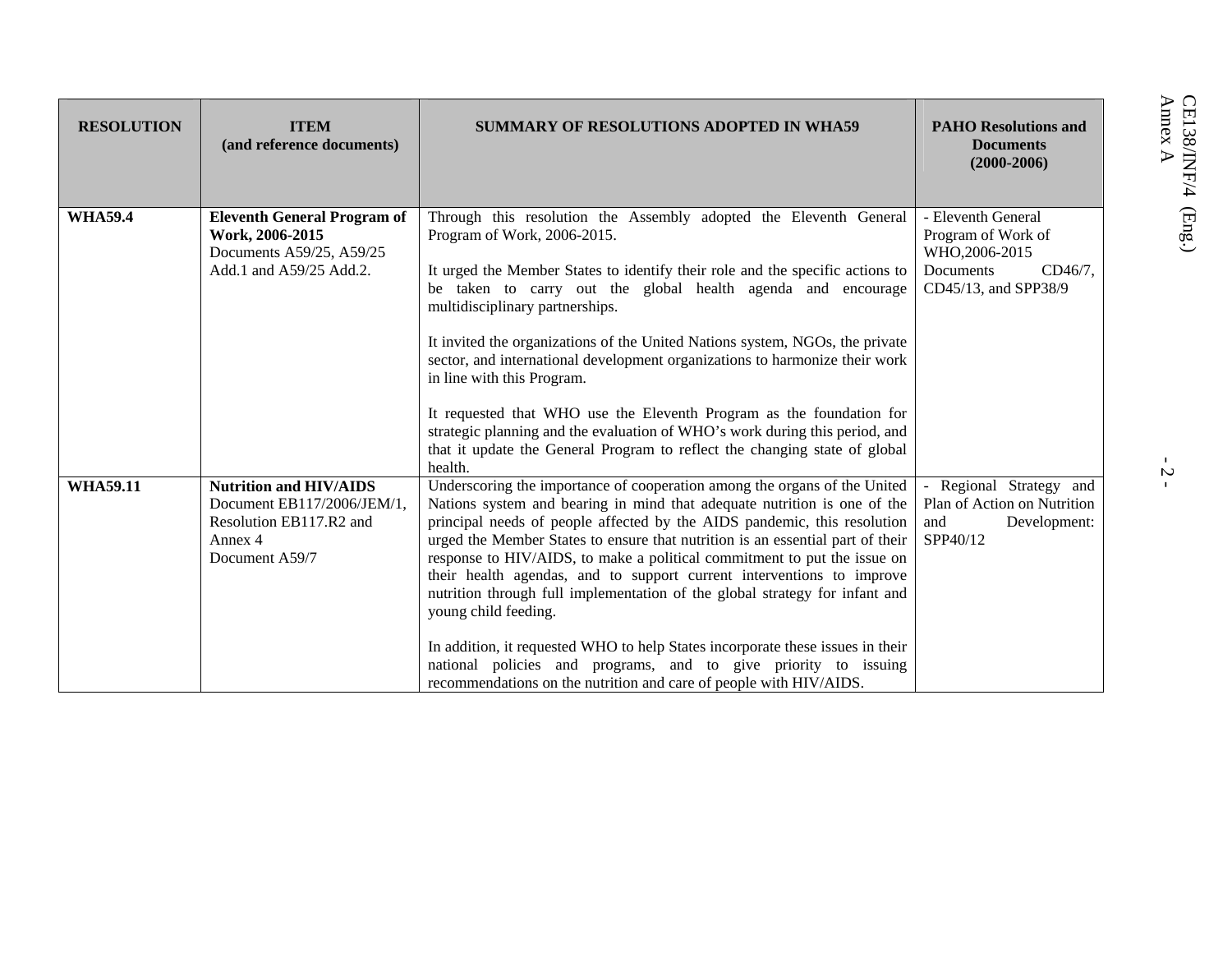| RESOLUTION | ITEM (and reference documents) | SUMMARY OF RESOLUTIONS ADOPTED IN WHA59 | PAHO Resolutions and Documents (2000-2006) |
|---|---|---|---|
| **WHA59.4** | **Eleventh General Program of Work, 2006-2015** Documents A59/25, A59/25 Add.1 and A59/25 Add.2. | Through this resolution the Assembly adopted the Eleventh General Program of Work, 2006-2015.<br><br>It urged the Member States to identify their role and the specific actions to be taken to carry out the global health agenda and encourage multidisciplinary partnerships.<br><br>It invited the organizations of the United Nations system, NGOs, the private sector, and international development organizations to harmonize their work in line with this Program.<br><br>It requested that WHO use the Eleventh Program as the foundation for strategic planning and the evaluation of WHO's work during this period, and that it update the General Program to reflect the changing state of global health. | - Eleventh General Program of Work of WHO,2006-2015 Documents CD46/7, CD45/13, and SPP38/9 |
| **WHA59.11** | **Nutrition and HIV/AIDS** Document EB117/2006/JEM/1, Resolution EB117.R2 and Annex 4 Document A59/7 | Underscoring the importance of cooperation among the organs of the United Nations system and bearing in mind that adequate nutrition is one of the principal needs of people affected by the AIDS pandemic, this resolution urged the Member States to ensure that nutrition is an essential part of their response to HIV/AIDS, to make a political commitment to put the issue on their health agendas, and to support current interventions to improve nutrition through full implementation of the global strategy for infant and young child feeding.<br><br>In addition, it requested WHO to help States incorporate these issues in their national policies and programs, and to give priority to issuing recommendations on the nutrition and care of people with HIV/AIDS. | - Regional Strategy and Plan of Action on Nutrition and Development: SPP40/12 |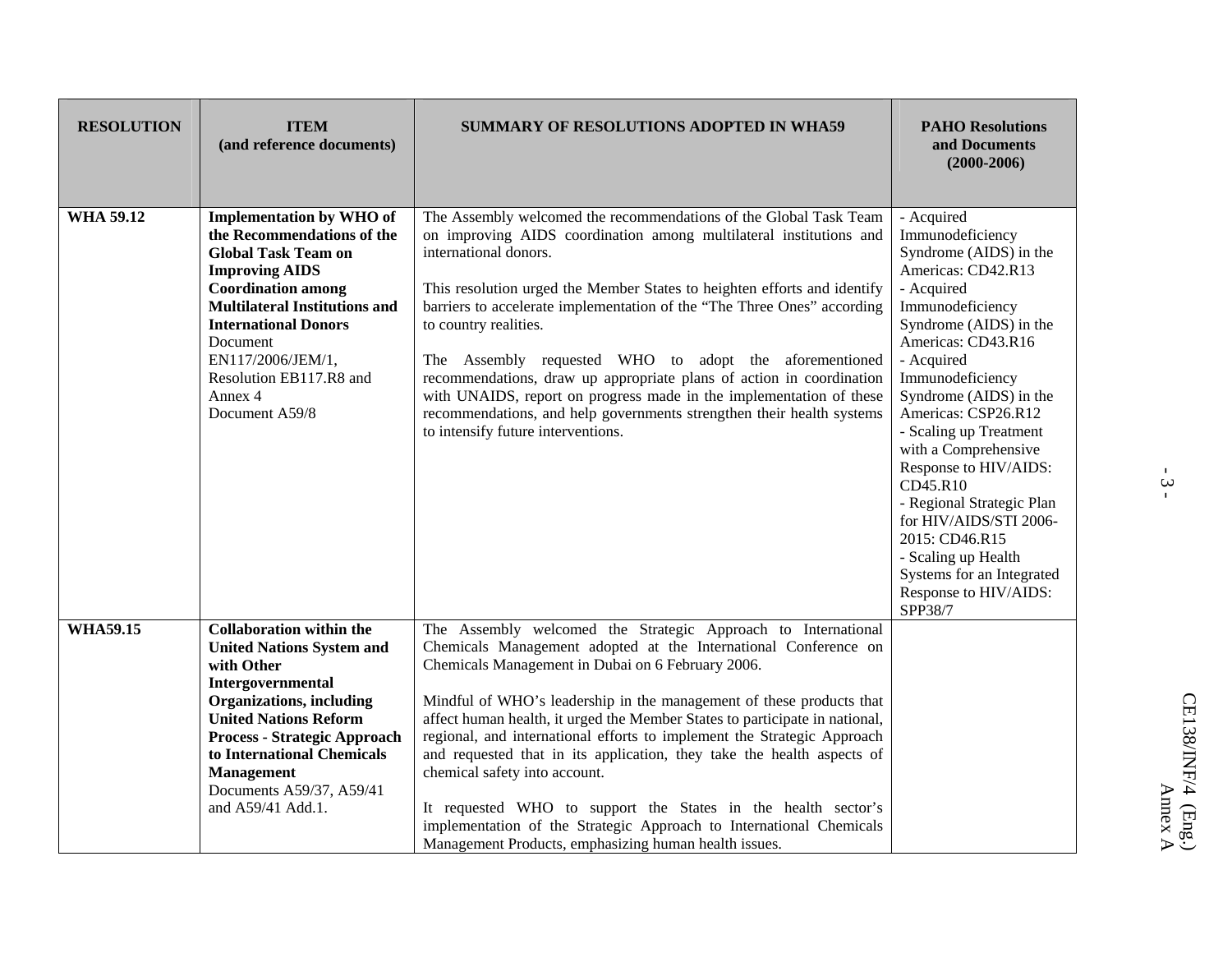| RESOLUTION | ITEM (and reference documents) | SUMMARY OF RESOLUTIONS ADOPTED IN WHA59 | PAHO Resolutions and Documents (2000-2006) |
|---|---|---|---|
| WHA 59.12 | **Implementation by WHO of the Recommendations of the Global Task Team on Improving AIDS Coordination among Multilateral Institutions and International Donors** Document EN117/2006/JEM/1, Resolution EB117.R8 and Annex 4 Document A59/8 | The Assembly welcomed the recommendations of the Global Task Team on improving AIDS coordination among multilateral institutions and international donors.<br><br>This resolution urged the Member States to heighten efforts and identify barriers to accelerate implementation of the "The Three Ones" according to country realities.<br><br>The Assembly requested WHO to adopt the aforementioned recommendations, draw up appropriate plans of action in coordination with UNAIDS, report on progress made in the implementation of these recommendations, and help governments strengthen their health systems to intensify future interventions. | - Acquired Immunodeficiency Syndrome (AIDS) in the Americas: CD42.R13<br>- Acquired Immunodeficiency Syndrome (AIDS) in the Americas: CD43.R16<br>- Acquired Immunodeficiency Syndrome (AIDS) in the Americas: CSP26.R12<br>- Scaling up Treatment with a Comprehensive Response to HIV/AIDS: CD45.R10<br>- Regional Strategic Plan for HIV/AIDS/STI 2006-2015: CD46.R15<br>- Scaling up Health Systems for an Integrated Response to HIV/AIDS: SPP38/7 |
| WHA59.15 | **Collaboration within the United Nations System and with Other Intergovernmental Organizations, including United Nations Reform Process - Strategic Approach to International Chemicals Management** Documents A59/37, A59/41 and A59/41 Add.1. | The Assembly welcomed the Strategic Approach to International Chemicals Management adopted at the International Conference on Chemicals Management in Dubai on 6 February 2006.<br><br>Mindful of WHO's leadership in the management of these products that affect human health, it urged the Member States to participate in national, regional, and international efforts to implement the Strategic Approach and requested that in its application, they take the health aspects of chemical safety into account.<br><br>It requested WHO to support the States in the health sector's implementation of the Strategic Approach to International Chemicals Management Products, emphasizing human health issues. | |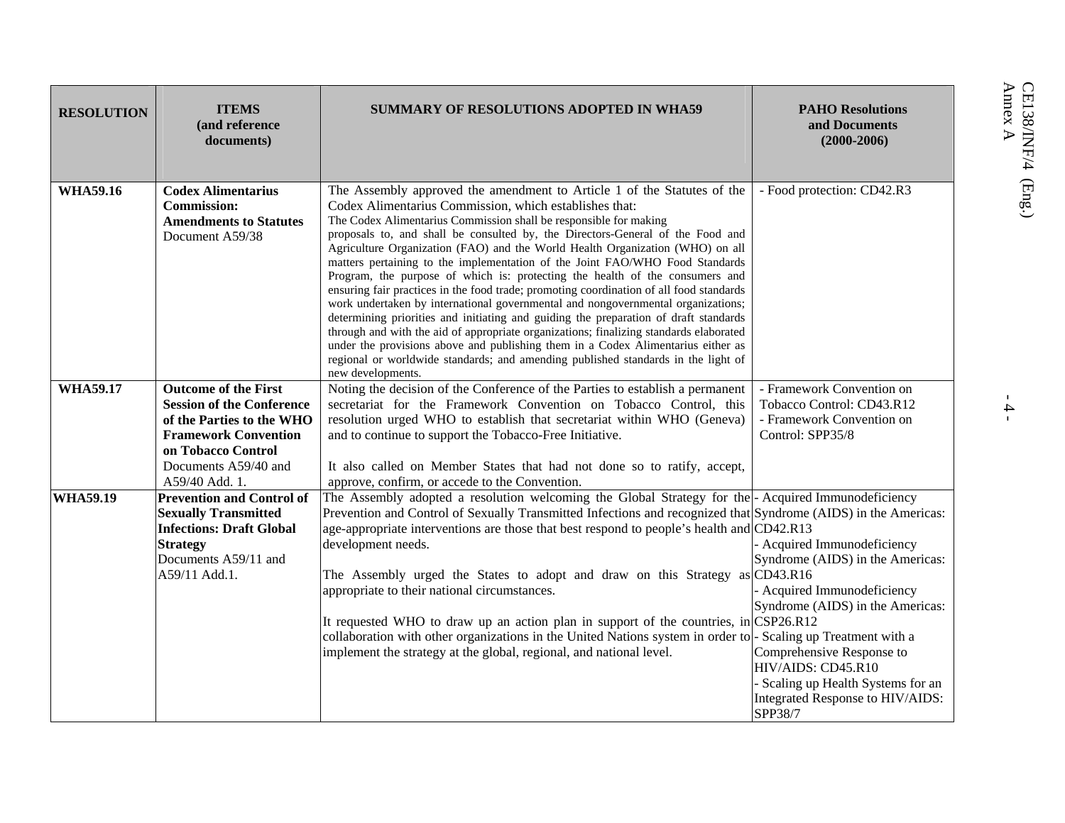| RESOLUTION | ITEMS (and reference documents) | SUMMARY OF RESOLUTIONS ADOPTED IN WHA59 | PAHO Resolutions and Documents (2000-2006) |
|---|---|---|---|
| **WHA59.16** | **Codex Alimentarius Commission: Amendments to Statutes** Document A59/38 | The Assembly approved the amendment to Article 1 of the Statutes of the Codex Alimentarius Commission, which establishes that: The Codex Alimentarius Commission shall be responsible for making proposals to, and shall be consulted by, the Directors-General of the Food and Agriculture Organization (FAO) and the World Health Organization (WHO) on all matters pertaining to the implementation of the Joint FAO/WHO Food Standards Program, the purpose of which is: protecting the health of the consumers and ensuring fair practices in the food trade; promoting coordination of all food standards work undertaken by international governmental and nongovernmental organizations; determining priorities and initiating and guiding the preparation of draft standards through and with the aid of appropriate organizations; finalizing standards elaborated under the provisions above and publishing them in a Codex Alimentarius either as regional or worldwide standards; and amending published standards in the light of new developments. | - Food protection: CD42.R3 |
| **WHA59.17** | **Outcome of the First Session of the Conference of the Parties to the WHO Framework Convention on Tobacco Control** Documents A59/40 and A59/40 Add. 1. | Noting the decision of the Conference of the Parties to establish a permanent secretariat for the Framework Convention on Tobacco Control, this resolution urged WHO to establish that secretariat within WHO (Geneva) and to continue to support the Tobacco-Free Initiative.<br><br>It also called on Member States that had not done so to ratify, accept, approve, confirm, or accede to the Convention. | - Framework Convention on Tobacco Control: CD43.R12<br>- Framework Convention on Control: SPP35/8 |
| **WHA59.19** | **Prevention and Control of Sexually Transmitted Infections: Draft Global Strategy** Documents A59/11 and A59/11 Add.1. | The Assembly adopted a resolution welcoming the Global Strategy for the Prevention and Control of Sexually Transmitted Infections and recognized that age-appropriate interventions are those that best respond to people's health and development needs.<br><br>The Assembly urged the States to adopt and draw on this Strategy as appropriate to their national circumstances.<br><br>It requested WHO to draw up an action plan in support of the countries, in collaboration with other organizations in the United Nations system in order to implement the strategy at the global, regional, and national level. | - Acquired Immunodeficiency Syndrome (AIDS) in the Americas: CD42.R13<br>- Acquired Immunodeficiency Syndrome (AIDS) in the Americas: CD43.R16<br>- Acquired Immunodeficiency Syndrome (AIDS) in the Americas: CSP26.R12<br>- Scaling up Treatment with a Comprehensive Response to HIV/AIDS: CD45.R10<br>- Scaling up Health Systems for an Integrated Response to HIV/AIDS: SPP38/7 |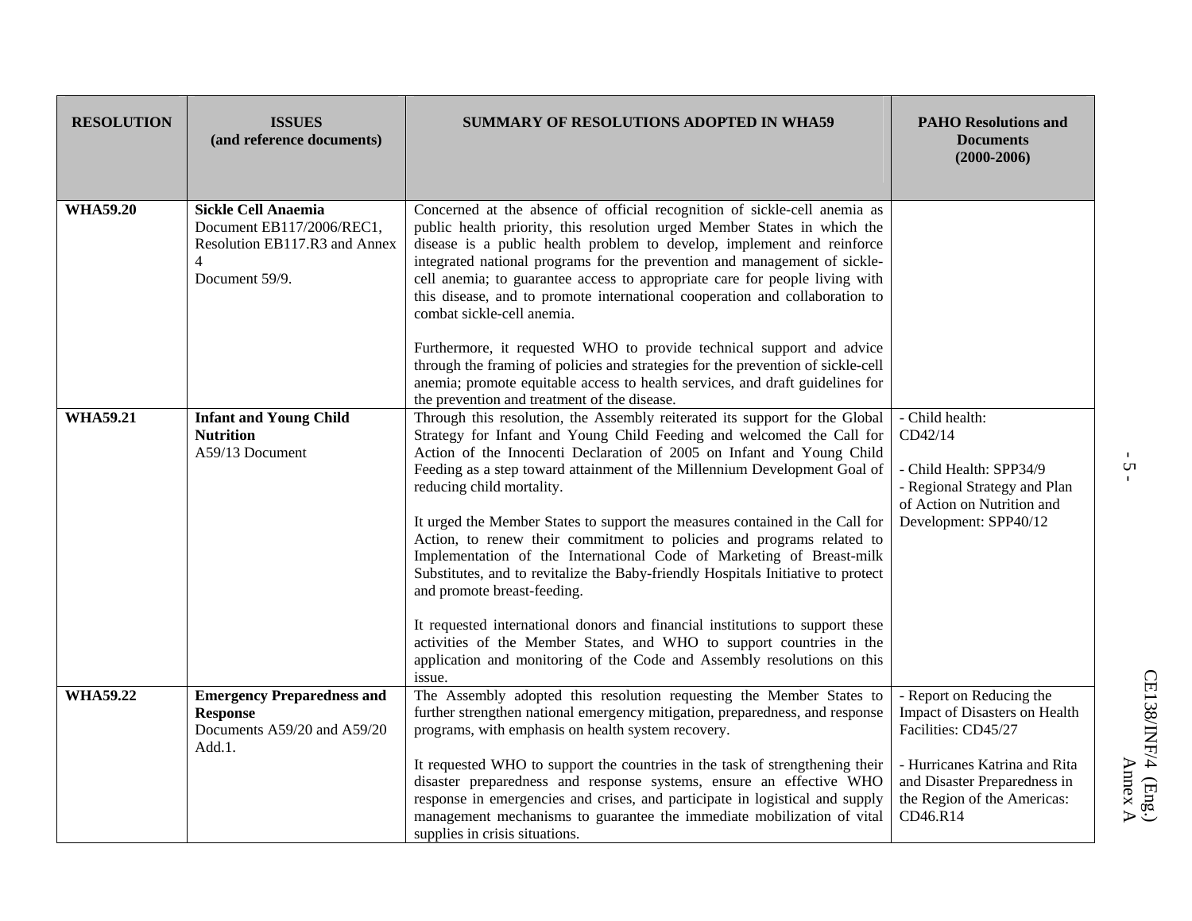| RESOLUTION | ISSUES (and reference documents) | SUMMARY OF RESOLUTIONS ADOPTED IN WHA59 | PAHO Resolutions and Documents (2000-2006) |
|---|---|---|---|
| **WHA59.20** | **Sickle Cell Anaemia** Document EB117/2006/REC1, Resolution EB117.R3 and Annex 4 Document 59/9. | Concerned at the absence of official recognition of sickle-cell anemia as public health priority, this resolution urged Member States in which the disease is a public health problem to develop, implement and reinforce integrated national programs for the prevention and management of sickle-cell anemia; to guarantee access to appropriate care for people living with this disease, and to promote international cooperation and collaboration to combat sickle-cell anemia.<br><br>Furthermore, it requested WHO to provide technical support and advice through the framing of policies and strategies for the prevention of sickle-cell anemia; promote equitable access to health services, and draft guidelines for the prevention and treatment of the disease. | |
| **WHA59.21** | **Infant and Young Child Nutrition** A59/13 Document | Through this resolution, the Assembly reiterated its support for the Global Strategy for Infant and Young Child Feeding and welcomed the Call for Action of the Innocenti Declaration of 2005 on Infant and Young Child Feeding as a step toward attainment of the Millennium Development Goal of reducing child mortality.<br><br>It urged the Member States to support the measures contained in the Call for Action, to renew their commitment to policies and programs related to Implementation of the International Code of Marketing of Breast-milk Substitutes, and to revitalize the Baby-friendly Hospitals Initiative to protect and promote breast-feeding.<br><br>It requested international donors and financial institutions to support these activities of the Member States, and WHO to support countries in the application and monitoring of the Code and Assembly resolutions on this issue. | - Child health: CD42/14<br><br>- Child Health: SPP34/9<br>- Regional Strategy and Plan of Action on Nutrition and Development: SPP40/12 |
| **WHA59.22** | **Emergency Preparedness and Response** Documents A59/20 and A59/20 Add.1. | The Assembly adopted this resolution requesting the Member States to further strengthen national emergency mitigation, preparedness, and response programs, with emphasis on health system recovery.<br><br>It requested WHO to support the countries in the task of strengthening their disaster preparedness and response systems, ensure an effective WHO response in emergencies and crises, and participate in logistical and supply management mechanisms to guarantee the immediate mobilization of vital supplies in crisis situations. | - Report on Reducing the Impact of Disasters on Health Facilities: CD45/27<br><br>- Hurricanes Katrina and Rita and Disaster Preparedness in the Region of the Americas: CD46.R14 |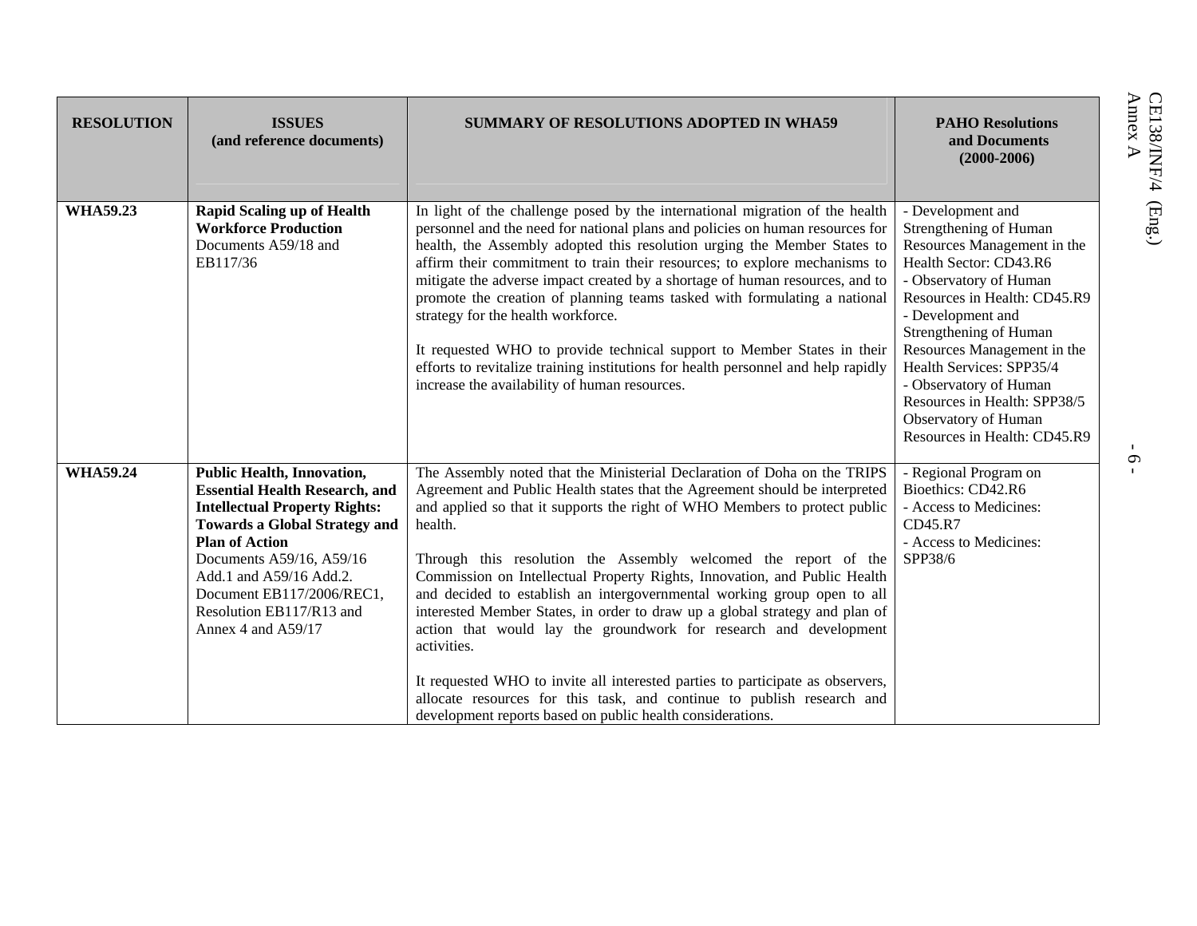| RESOLUTION | ISSUES (and reference documents) | SUMMARY OF RESOLUTIONS ADOPTED IN WHA59 | PAHO Resolutions and Documents (2000-2006) |
|---|---|---|---|
| **WHA59.23** | **Rapid Scaling up of Health Workforce Production** Documents A59/18 and EB117/36 | In light of the challenge posed by the international migration of the health personnel and the need for national plans and policies on human resources for health, the Assembly adopted this resolution urging the Member States to affirm their commitment to train their resources; to explore mechanisms to mitigate the adverse impact created by a shortage of human resources, and to promote the creation of planning teams tasked with formulating a national strategy for the health workforce.<br><br>It requested WHO to provide technical support to Member States in their efforts to revitalize training institutions for health personnel and help rapidly increase the availability of human resources. | - Development and Strengthening of Human Resources Management in the Health Sector: CD43.R6<br>- Observatory of Human Resources in Health: CD45.R9<br>- Development and Strengthening of Human Resources Management in the Health Services: SPP35/4<br>- Observatory of Human Resources in Health: SPP38/5 Observatory of Human Resources in Health: CD45.R9 |
| **WHA59.24** | **Public Health, Innovation, Essential Health Research, and Intellectual Property Rights: Towards a Global Strategy and Plan of Action** Documents A59/16, A59/16 Add.1 and A59/16 Add.2. Document EB117/2006/REC1, Resolution EB117/R13 and Annex 4 and A59/17 | The Assembly noted that the Ministerial Declaration of Doha on the TRIPS Agreement and Public Health states that the Agreement should be interpreted and applied so that it supports the right of WHO Members to protect public health.<br><br>Through this resolution the Assembly welcomed the report of the Commission on Intellectual Property Rights, Innovation, and Public Health and decided to establish an intergovernmental working group open to all interested Member States, in order to draw up a global strategy and plan of action that would lay the groundwork for research and development activities.<br><br>It requested WHO to invite all interested parties to participate as observers, allocate resources for this task, and continue to publish research and development reports based on public health considerations. | - Regional Program on Bioethics: CD42.R6<br>- Access to Medicines: CD45.R7<br>- Access to Medicines: SPP38/6 |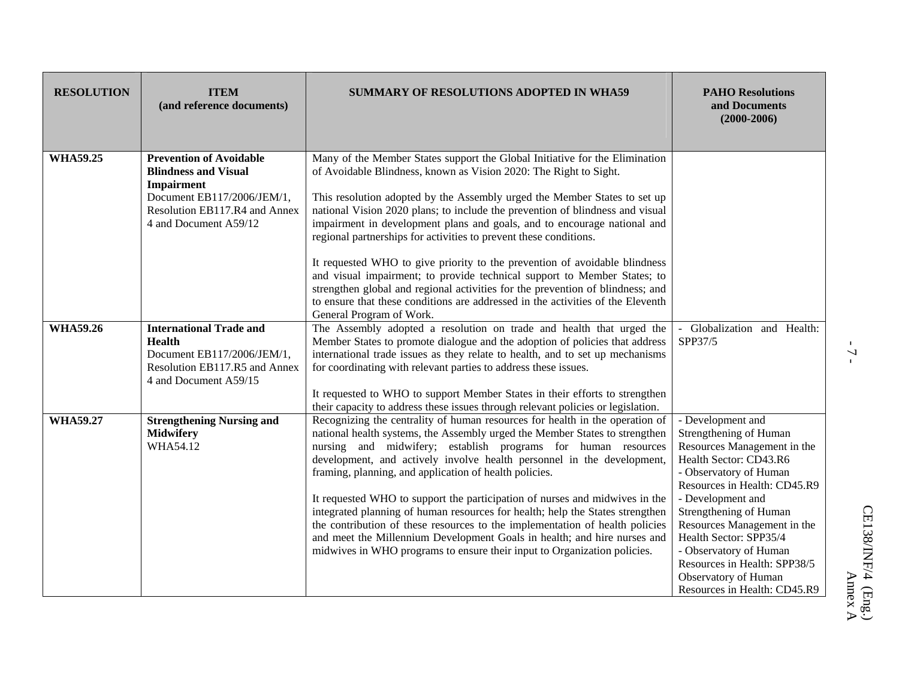| RESOLUTION | ITEM (and reference documents) | SUMMARY OF RESOLUTIONS ADOPTED IN WHA59 | PAHO Resolutions and Documents (2000-2006) |
|---|---|---|---|
| WHA59.25 | **Prevention of Avoidable Blindness and Visual Impairment** Document EB117/2006/JEM/1, Resolution EB117.R4 and Annex 4 and Document A59/12 | Many of the Member States support the Global Initiative for the Elimination of Avoidable Blindness, known as Vision 2020: The Right to Sight.<br><br>This resolution adopted by the Assembly urged the Member States to set up national Vision 2020 plans; to include the prevention of blindness and visual impairment in development plans and goals, and to encourage national and regional partnerships for activities to prevent these conditions.<br><br>It requested WHO to give priority to the prevention of avoidable blindness and visual impairment; to provide technical support to Member States; to strengthen global and regional activities for the prevention of blindness; and to ensure that these conditions are addressed in the activities of the Eleventh General Program of Work. | |
| WHA59.26 | **International Trade and Health** Document EB117/2006/JEM/1, Resolution EB117.R5 and Annex 4 and Document A59/15 | The Assembly adopted a resolution on trade and health that urged the Member States to promote dialogue and the adoption of policies that address international trade issues as they relate to health, and to set up mechanisms for coordinating with relevant parties to address these issues.<br><br>It requested to WHO to support Member States in their efforts to strengthen their capacity to address these issues through relevant policies or legislation. | - Globalization and Health: SPP37/5 |
| WHA59.27 | **Strengthening Nursing and Midwifery** WHA54.12 | Recognizing the centrality of human resources for health in the operation of national health systems, the Assembly urged the Member States to strengthen nursing and midwifery; establish programs for human resources development, and actively involve health personnel in the development, framing, planning, and application of health policies.<br><br>It requested WHO to support the participation of nurses and midwives in the integrated planning of human resources for health; help the States strengthen the contribution of these resources to the implementation of health policies and meet the Millennium Development Goals in health; and hire nurses and midwives in WHO programs to ensure their input to Organization policies. | - Development and Strengthening of Human Resources Management in the Health Sector: CD43.R6<br>- Observatory of Human Resources in Health: CD45.R9<br>- Development and Strengthening of Human Resources Management in the Health Sector: SPP35/4<br>- Observatory of Human Resources in Health: SPP38/5<br>Observatory of Human Resources in Health: CD45.R9 |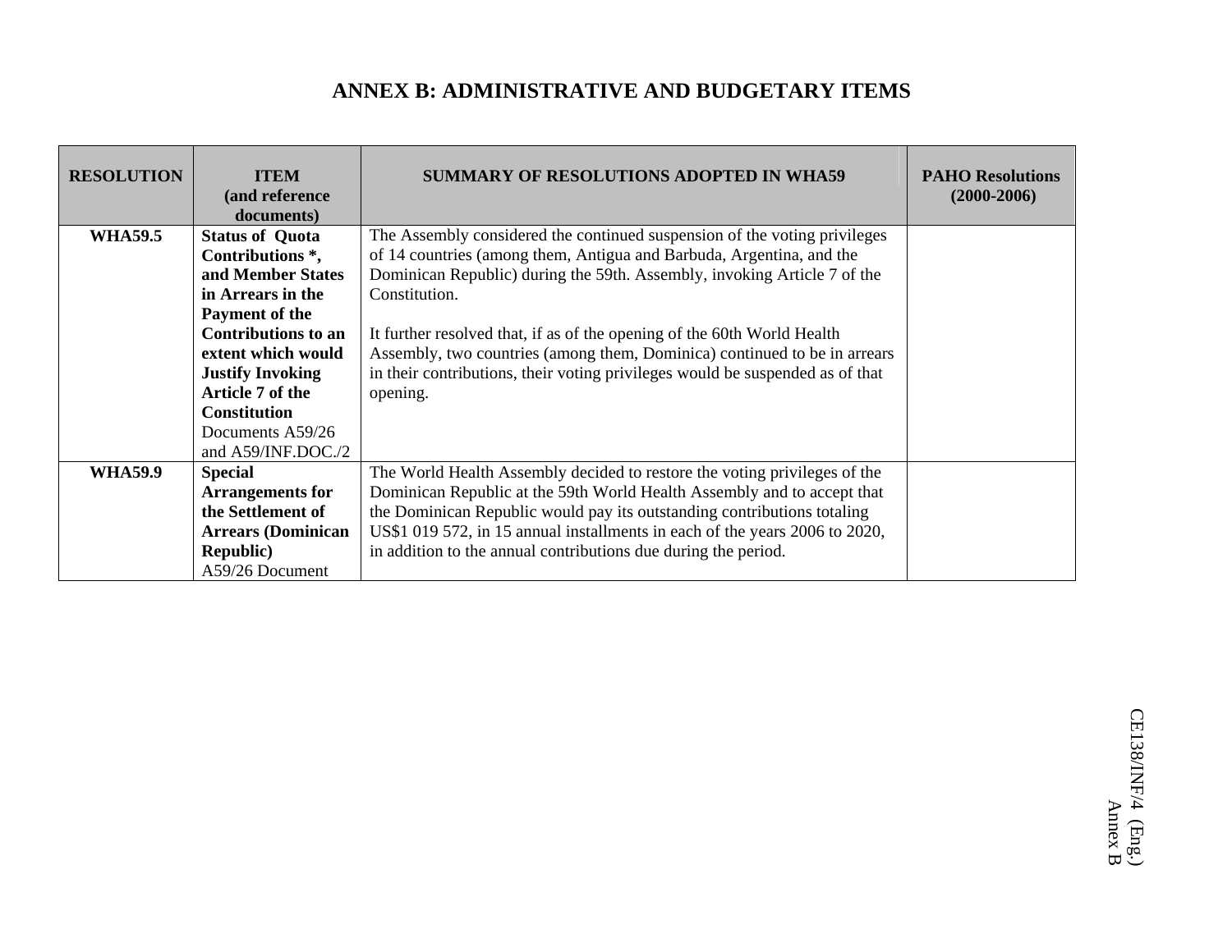# ANNEX B: ADMINISTRATIVE AND BUDGETARY ITEMS

| RESOLUTION | ITEM (and reference documents) | SUMMARY OF RESOLUTIONS ADOPTED IN WHA59 | PAHO Resolutions (2000-2006) |
|---|---|---|---|
| **WHA59.5** | **Status of Quota Contributions *, and Member States in Arrears in the Payment of the Contributions to an extent which would Justify Invoking Article 7 of the Constitution** Documents A59/26 and A59/INF.DOC./2 | The Assembly considered the continued suspension of the voting privileges of 14 countries (among them, Antigua and Barbuda, Argentina, and the Dominican Republic) during the 59th. Assembly, invoking Article 7 of the Constitution.<br><br>It further resolved that, if as of the opening of the 60th World Health Assembly, two countries (among them, Dominica) continued to be in arrears in their contributions, their voting privileges would be suspended as of that opening. | |
| **WHA59.9** | **Special Arrangements for the Settlement of Arrears (Dominican Republic)** A59/26 Document | The World Health Assembly decided to restore the voting privileges of the Dominican Republic at the 59th World Health Assembly and to accept that the Dominican Republic would pay its outstanding contributions totaling US$1 019 572, in 15 annual installments in each of the years 2006 to 2020, in addition to the annual contributions due during the period. | |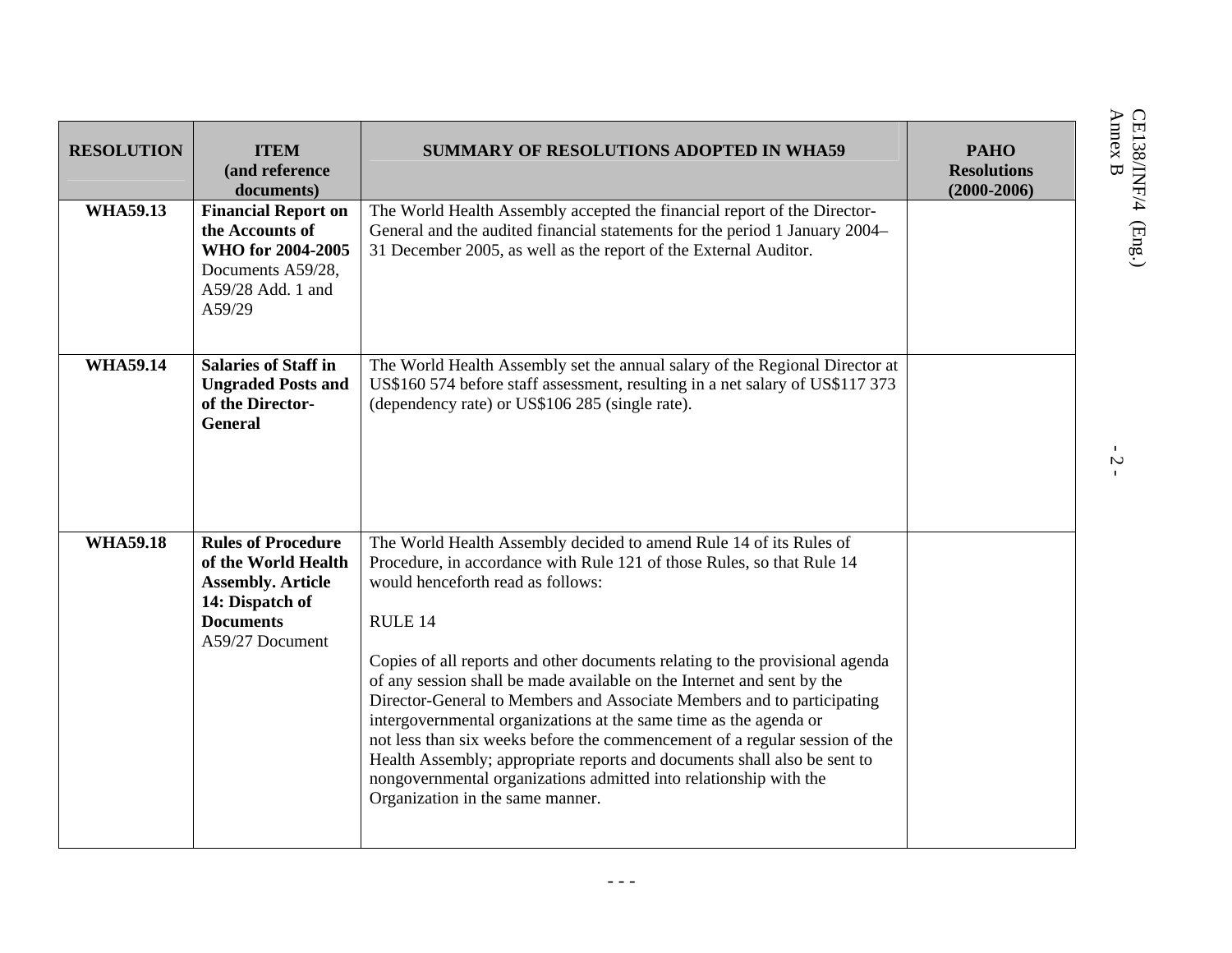| RESOLUTION | ITEM (and reference documents) | SUMMARY OF RESOLUTIONS ADOPTED IN WHA59 | PAHO Resolutions (2000-2006) |
|---|---|---|---|
| **WHA59.13** | **Financial Report on the Accounts of WHO for 2004-2005** Documents A59/28, A59/28 Add. 1 and A59/29 | The World Health Assembly accepted the financial report of the Director-General and the audited financial statements for the period 1 January 2004–31 December 2005, as well as the report of the External Auditor. | |
| **WHA59.14** | **Salaries of Staff in Ungraded Posts and of the Director-General** | The World Health Assembly set the annual salary of the Regional Director at US$160 574 before staff assessment, resulting in a net salary of US$117 373 (dependency rate) or US$106 285 (single rate). | |
| **WHA59.18** | **Rules of Procedure of the World Health Assembly. Article 14: Dispatch of Documents** A59/27 Document | The World Health Assembly decided to amend Rule 14 of its Rules of Procedure, in accordance with Rule 121 of those Rules, so that Rule 14 would henceforth read as follows:<br><br>RULE 14<br><br>Copies of all reports and other documents relating to the provisional agenda of any session shall be made available on the Internet and sent by the Director-General to Members and Associate Members and to participating intergovernmental organizations at the same time as the agenda or not less than six weeks before the commencement of a regular session of the Health Assembly; appropriate reports and documents shall also be sent to nongovernmental organizations admitted into relationship with the Organization in the same manner. | |

- - -